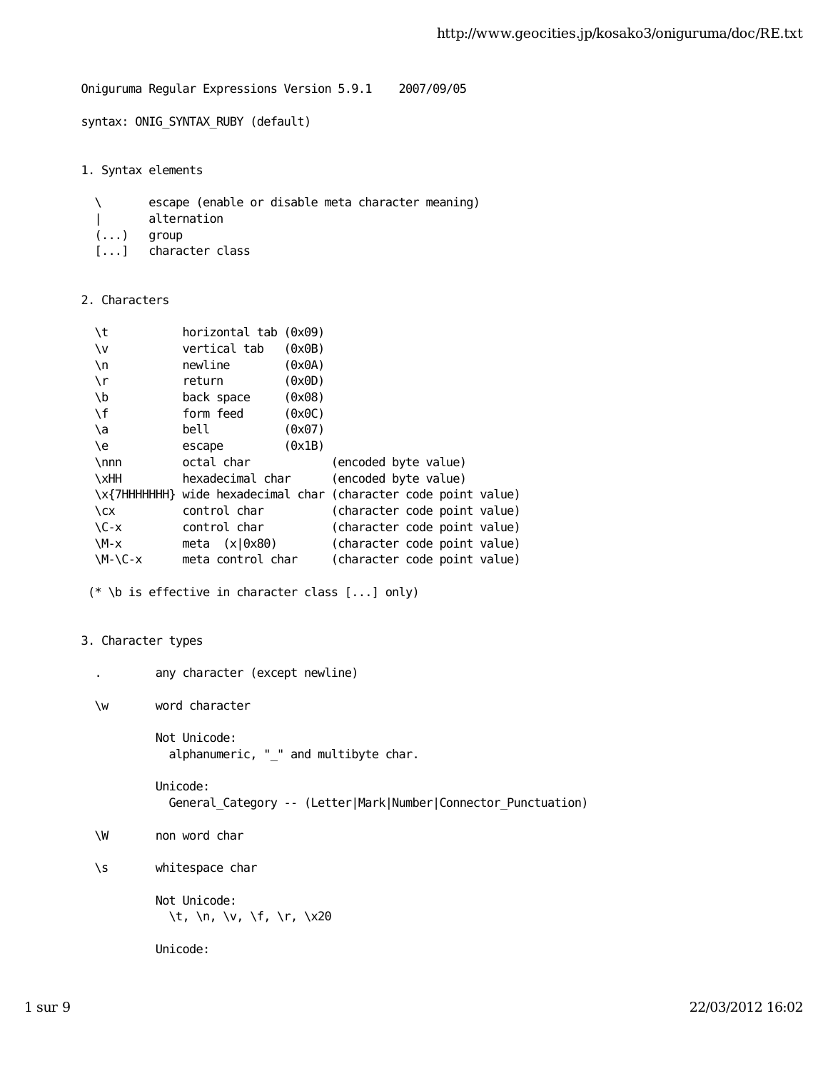Oniguruma Regular Expressions Version 5.9.1    2007/09/05

syntax: ONIG_SYNTAX_RUBY (default)

## 1. Syntax elements

```
  \       escape (enable or disable meta character meaning)
  |       alternation
  (...)   group
  [...]   character class
```

## 2. Characters

```
  \t           horizontal tab (0x09)
  \v           vertical tab   (0x0B)
  \n           newline        (0x0A)
  \r           return         (0x0D)
  \b           back space     (0x08)
  \f           form feed      (0x0C)
  \a           bell           (0x07)
  \e           escape         (0x1B)
  \nnn         octal char            (encoded byte value)
  \xHH         hexadecimal char      (encoded byte value)
  \x{7HHHHHHH} wide hexadecimal char (character code point value)
  \cx          control char          (character code point value)
  \C-x         control char          (character code point value)
  \M-x         meta  (x|0x80)        (character code point value)
  \M-\C-x      meta control char     (character code point value)

 (* \b is effective in character class [...] only)
```

## 3. Character types

```
  .        any character (except newline)

  \w       word character

           Not Unicode:
             alphanumeric, "_" and multibyte char.

           Unicode:
             General_Category -- (Letter|Mark|Number|Connector_Punctuation)

  \W       non word char

  \s       whitespace char

           Not Unicode:
             \t, \n, \v, \f, \r, \x20

           Unicode:
```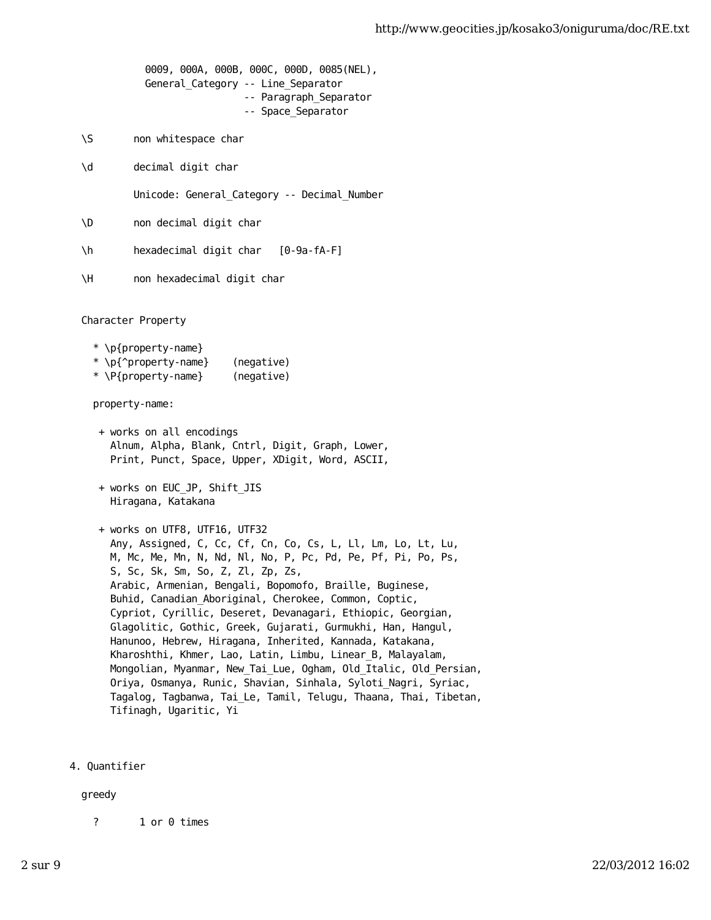```
            0009, 000A, 000B, 000C, 000D, 0085(NEL),
            General_Category -- Line_Separator
                             -- Paragraph_Separator
                             -- Space_Separator

  \S       non whitespace char

  \d       decimal digit char

           Unicode: General_Category -- Decimal_Number

  \D       non decimal digit char

  \h       hexadecimal digit char   [0-9a-fA-F]

  \H       non hexadecimal digit char


  Character Property

    * \p{property-name}
    * \p{^property-name}    (negative)
    * \P{property-name}     (negative)

    property-name:

     + works on all encodings
       Alnum, Alpha, Blank, Cntrl, Digit, Graph, Lower,
       Print, Punct, Space, Upper, XDigit, Word, ASCII,

     + works on EUC_JP, Shift_JIS
       Hiragana, Katakana

     + works on UTF8, UTF16, UTF32
       Any, Assigned, C, Cc, Cf, Cn, Co, Cs, L, Ll, Lm, Lo, Lt, Lu,
       M, Mc, Me, Mn, N, Nd, Nl, No, P, Pc, Pd, Pe, Pf, Pi, Po, Ps,
       S, Sc, Sk, Sm, So, Z, Zl, Zp, Zs,
       Arabic, Armenian, Bengali, Bopomofo, Braille, Buginese,
       Buhid, Canadian_Aboriginal, Cherokee, Common, Coptic,
       Cypriot, Cyrillic, Deseret, Devanagari, Ethiopic, Georgian,
       Glagolitic, Gothic, Greek, Gujarati, Gurmukhi, Han, Hangul,
       Hanunoo, Hebrew, Hiragana, Inherited, Kannada, Katakana,
       Kharoshthi, Khmer, Lao, Latin, Limbu, Linear_B, Malayalam,
       Mongolian, Myanmar, New_Tai_Lue, Ogham, Old_Italic, Old_Persian,
       Oriya, Osmanya, Runic, Shavian, Sinhala, Syloti_Nagri, Syriac,
       Tagalog, Tagbanwa, Tai_Le, Tamil, Telugu, Thaana, Thai, Tibetan,
       Tifinagh, Ugaritic, Yi



4. Quantifier

  greedy

    ?       1 or 0 times
```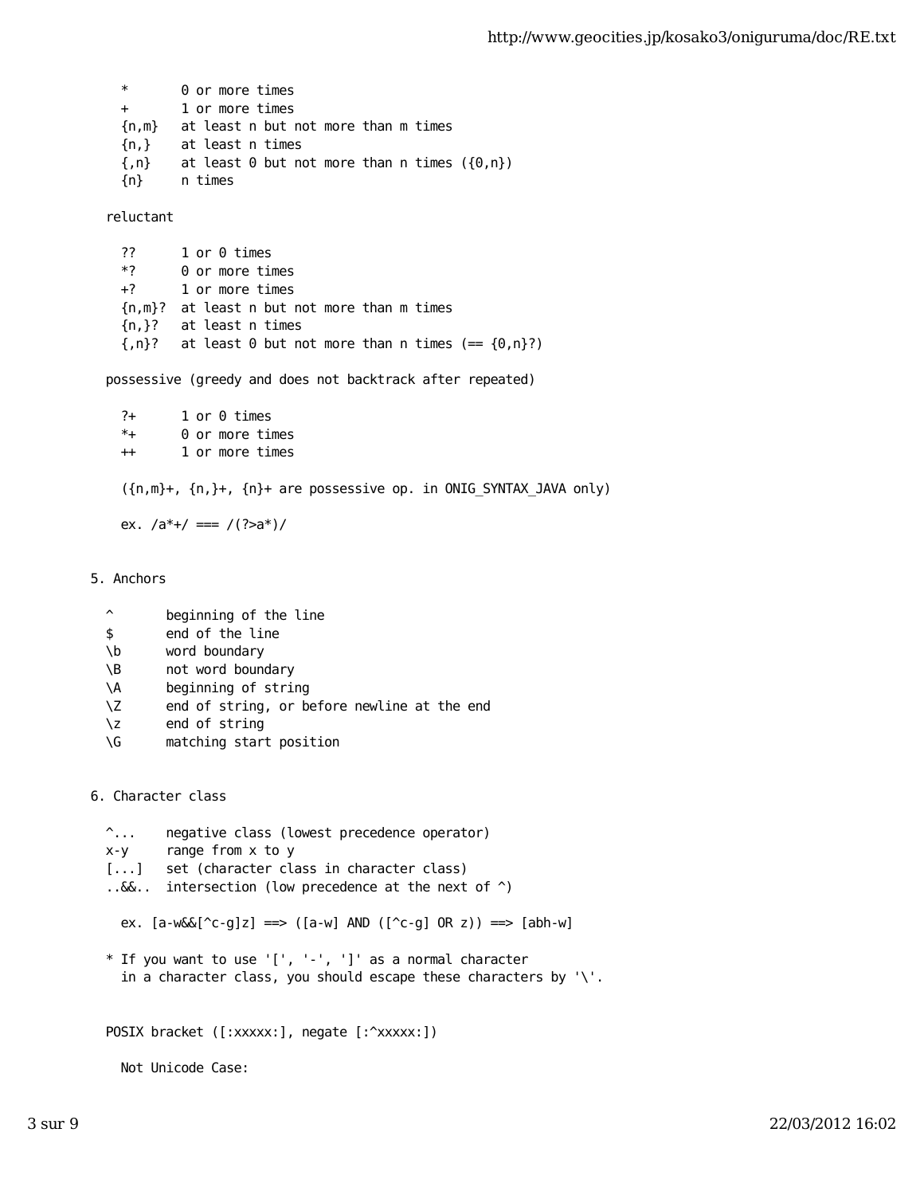```
    *       0 or more times
    +       1 or more times
    {n,m}   at least n but not more than m times
    {n,}    at least n times
    {,n}    at least 0 but not more than n times ({0,n})
    {n}     n times

  reluctant

    ??      1 or 0 times
    *?      0 or more times
    +?      1 or more times
    {n,m}?  at least n but not more than m times
    {n,}?   at least n times
    {,n}?   at least 0 but not more than n times (== {0,n}?)

  possessive (greedy and does not backtrack after repeated)

    ?+      1 or 0 times
    *+      0 or more times
    ++      1 or more times

    ({n,m}+, {n,}+, {n}+ are possessive op. in ONIG_SYNTAX_JAVA only)

    ex. /a*+/ === /(?>a*)/


5. Anchors

  ^       beginning of the line
  $       end of the line
  \b      word boundary
  \B      not word boundary
  \A      beginning of string
  \Z      end of string, or before newline at the end
  \z      end of string
  \G      matching start position


6. Character class

  ^...    negative class (lowest precedence operator)
  x-y     range from x to y
  [...]   set (character class in character class)
  ..&&..  intersection (low precedence at the next of ^)

    ex. [a-w&&[^c-g]z] ==> ([a-w] AND ([^c-g] OR z)) ==> [abh-w]

  * If you want to use '[', '-', ']' as a normal character
    in a character class, you should escape these characters by '\'.


  POSIX bracket ([:xxxxx:], negate [:^xxxxx:])

    Not Unicode Case:
```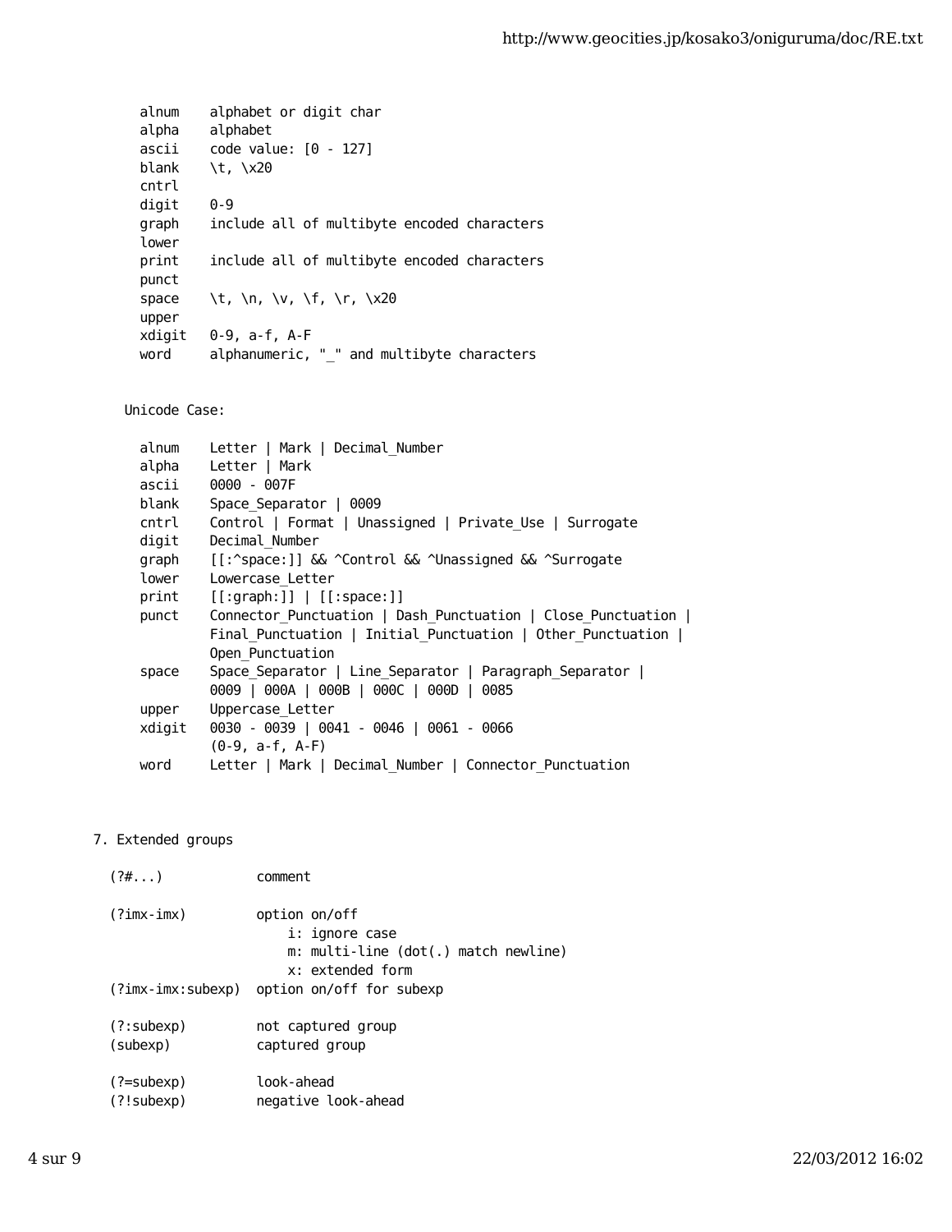```
    alnum    alphabet or digit char
    alpha    alphabet
    ascii    code value: [0 - 127]
    blank    \t, \x20
    cntrl
    digit    0-9
    graph    include all of multibyte encoded characters
    lower
    print    include all of multibyte encoded characters
    punct
    space    \t, \n, \v, \f, \r, \x20
    upper
    xdigit   0-9, a-f, A-F
    word     alphanumeric, "_" and multibyte characters


  Unicode Case:

    alnum    Letter | Mark | Decimal_Number
    alpha    Letter | Mark
    ascii    0000 - 007F
    blank    Space_Separator | 0009
    cntrl    Control | Format | Unassigned | Private_Use | Surrogate
    digit    Decimal_Number
    graph    [[:^space:]] && ^Control && ^Unassigned && ^Surrogate
    lower    Lowercase_Letter
    print    [[:graph:]] | [[:space:]]
    punct    Connector_Punctuation | Dash_Punctuation | Close_Punctuation |
             Final_Punctuation | Initial_Punctuation | Other_Punctuation |
             Open_Punctuation
    space    Space_Separator | Line_Separator | Paragraph_Separator |
             0009 | 000A | 000B | 000C | 000D | 0085
    upper    Uppercase_Letter
    xdigit   0030 - 0039 | 0041 - 0046 | 0061 - 0066
             (0-9, a-f, A-F)
    word     Letter | Mark | Decimal_Number | Connector_Punctuation



7. Extended groups

  (?#...)            comment

  (?imx-imx)         option on/off
                         i: ignore case
                         m: multi-line (dot(.) match newline)
                         x: extended form
  (?imx-imx:subexp)  option on/off for subexp

  (?:subexp)         not captured group
  (subexp)           captured group

  (?=subexp)         look-ahead
  (?!subexp)         negative look-ahead
```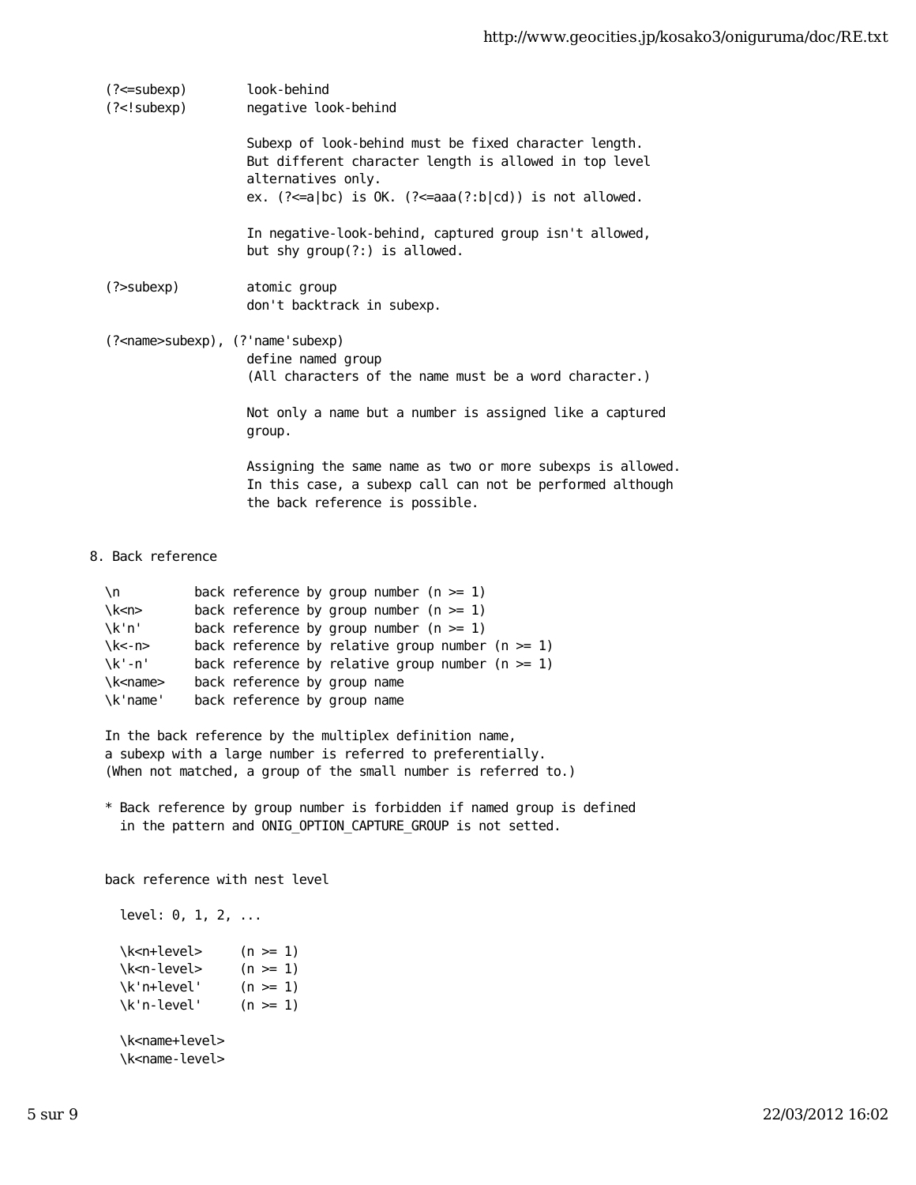```
  (?<=subexp)        look-behind
  (?<!subexp)        negative look-behind

                     Subexp of look-behind must be fixed character length.
                     But different character length is allowed in top level
                     alternatives only.
                     ex. (?<=a|bc) is OK. (?<=aaa(?:b|cd)) is not allowed.

                     In negative-look-behind, captured group isn't allowed,
                     but shy group(?:) is allowed.

  (?>subexp)         atomic group
                     don't backtrack in subexp.

  (?<name>subexp), (?'name'subexp)
                     define named group
                     (All characters of the name must be a word character.)

                     Not only a name but a number is assigned like a captured
                     group.

                     Assigning the same name as two or more subexps is allowed.
                     In this case, a subexp call can not be performed although
                     the back reference is possible.


8. Back reference

  \n          back reference by group number (n >= 1)
  \k<n>       back reference by group number (n >= 1)
  \k'n'       back reference by group number (n >= 1)
  \k<-n>      back reference by relative group number (n >= 1)
  \k'-n'      back reference by relative group number (n >= 1)
  \k<name>    back reference by group name
  \k'name'    back reference by group name

  In the back reference by the multiplex definition name,
  a subexp with a large number is referred to preferentially.
  (When not matched, a group of the small number is referred to.)

  * Back reference by group number is forbidden if named group is defined
    in the pattern and ONIG_OPTION_CAPTURE_GROUP is not setted.


  back reference with nest level

    level: 0, 1, 2, ...

    \k<n+level>     (n >= 1)
    \k<n-level>     (n >= 1)
    \k'n+level'     (n >= 1)
    \k'n-level'     (n >= 1)

    \k<name+level>
    \k<name-level>
```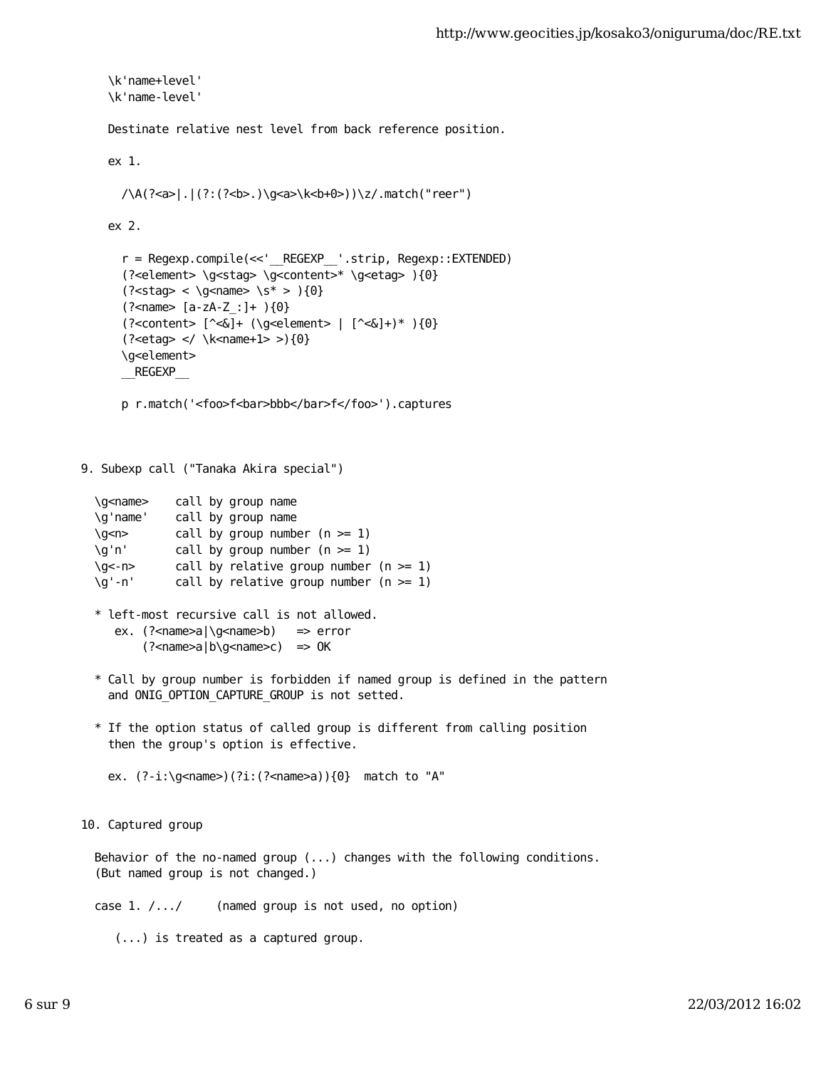```
  \k'name+level'
  \k'name-level'

  Destinate relative nest level from back reference position.

  ex 1.

    /\A(?<a>|.|(?:(?<b>.)\g<a>\k<b+0>))\z/.match("reer")

  ex 2.

    r = Regexp.compile(<<'__REGEXP__'.strip, Regexp::EXTENDED)
    (?<element> \g<stag> \g<content>* \g<etag> ){0}
    (?<stag> < \g<name> \s* > ){0}
    (?<name> [a-zA-Z_:]+ ){0}
    (?<content> [^<&]+ (\g<element> | [^<&]+)* ){0}
    (?<etag> </ \k<name+1> >){0}
    \g<element>
    __REGEXP__

    p r.match('<foo>f<bar>bbb</bar>f</foo>').captures



9. Subexp call ("Tanaka Akira special")

  \g<name>    call by group name
  \g'name'    call by group name
  \g<n>       call by group number (n >= 1)
  \g'n'       call by group number (n >= 1)
  \g<-n>      call by relative group number (n >= 1)
  \g'-n'      call by relative group number (n >= 1)

  * left-most recursive call is not allowed.
     ex. (?<name>a|\g<name>b)   => error
         (?<name>a|b\g<name>c)  => OK

  * Call by group number is forbidden if named group is defined in the pattern
    and ONIG_OPTION_CAPTURE_GROUP is not setted.

  * If the option status of called group is different from calling position
    then the group's option is effective.

    ex. (?-i:\g<name>)(?i:(?<name>a)){0}  match to "A"


10. Captured group

  Behavior of the no-named group (...) changes with the following conditions.
  (But named group is not changed.)

  case 1. /.../     (named group is not used, no option)

     (...) is treated as a captured group.
```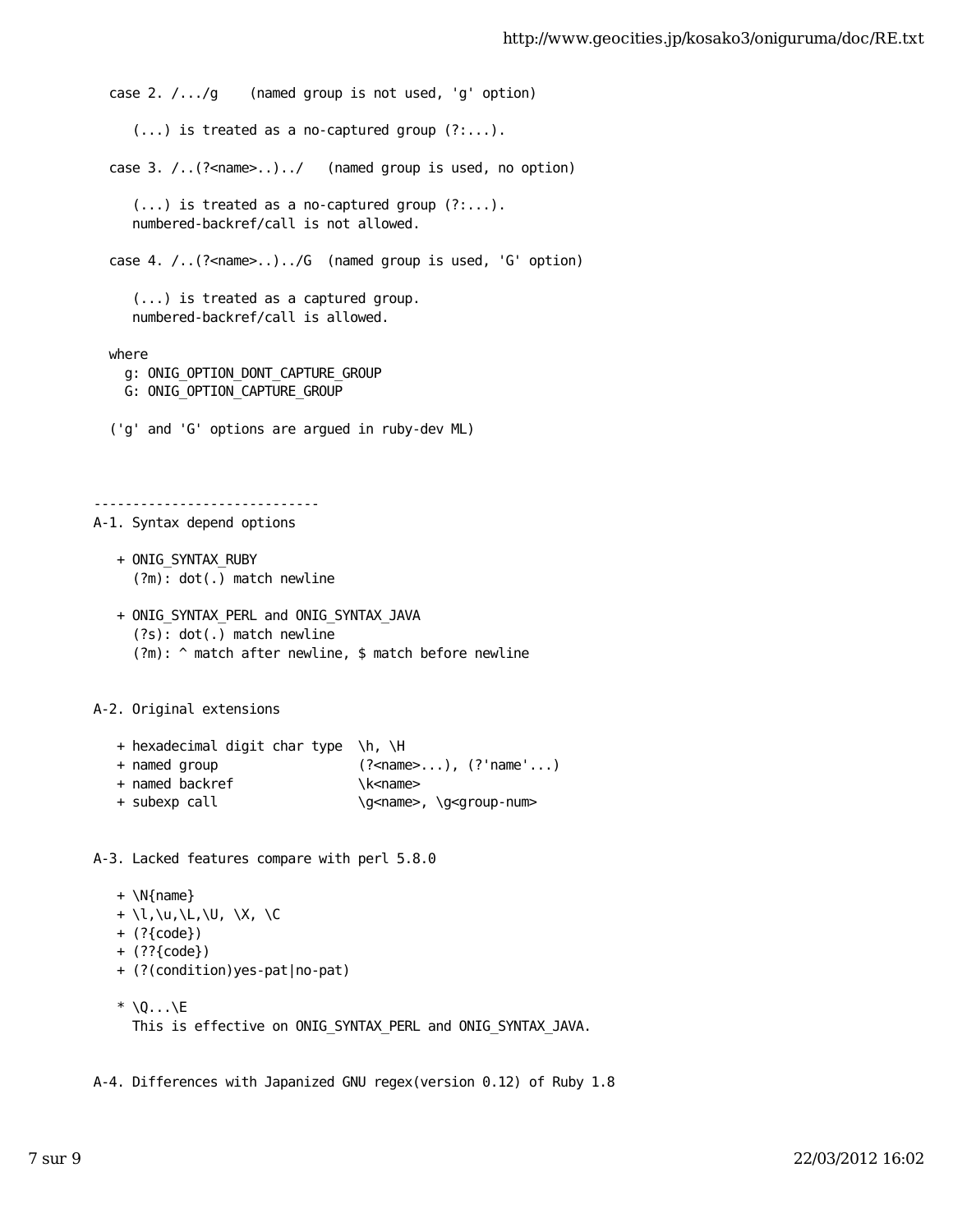```
  case 2. /.../g    (named group is not used, 'g' option)

     (...) is treated as a no-captured group (?:...).

  case 3. /..(?<name>..)../   (named group is used, no option)

     (...) is treated as a no-captured group (?:...).
     numbered-backref/call is not allowed.

  case 4. /..(?<name>..)../G  (named group is used, 'G' option)

     (...) is treated as a captured group.
     numbered-backref/call is allowed.

  where
    g: ONIG_OPTION_DONT_CAPTURE_GROUP
    G: ONIG_OPTION_CAPTURE_GROUP

  ('g' and 'G' options are argued in ruby-dev ML)



-----------------------------
A-1. Syntax depend options

   + ONIG_SYNTAX_RUBY
     (?m): dot(.) match newline

   + ONIG_SYNTAX_PERL and ONIG_SYNTAX_JAVA
     (?s): dot(.) match newline
     (?m): ^ match after newline, $ match before newline


A-2. Original extensions

   + hexadecimal digit char type  \h, \H
   + named group                  (?<name>...), (?'name'...)
   + named backref                \k<name>
   + subexp call                  \g<name>, \g<group-num>


A-3. Lacked features compare with perl 5.8.0

   + \N{name}
   + \l,\u,\L,\U, \X, \C
   + (?{code})
   + (??{code})
   + (?(condition)yes-pat|no-pat)

   * \Q...\E
     This is effective on ONIG_SYNTAX_PERL and ONIG_SYNTAX_JAVA.


A-4. Differences with Japanized GNU regex(version 0.12) of Ruby 1.8
```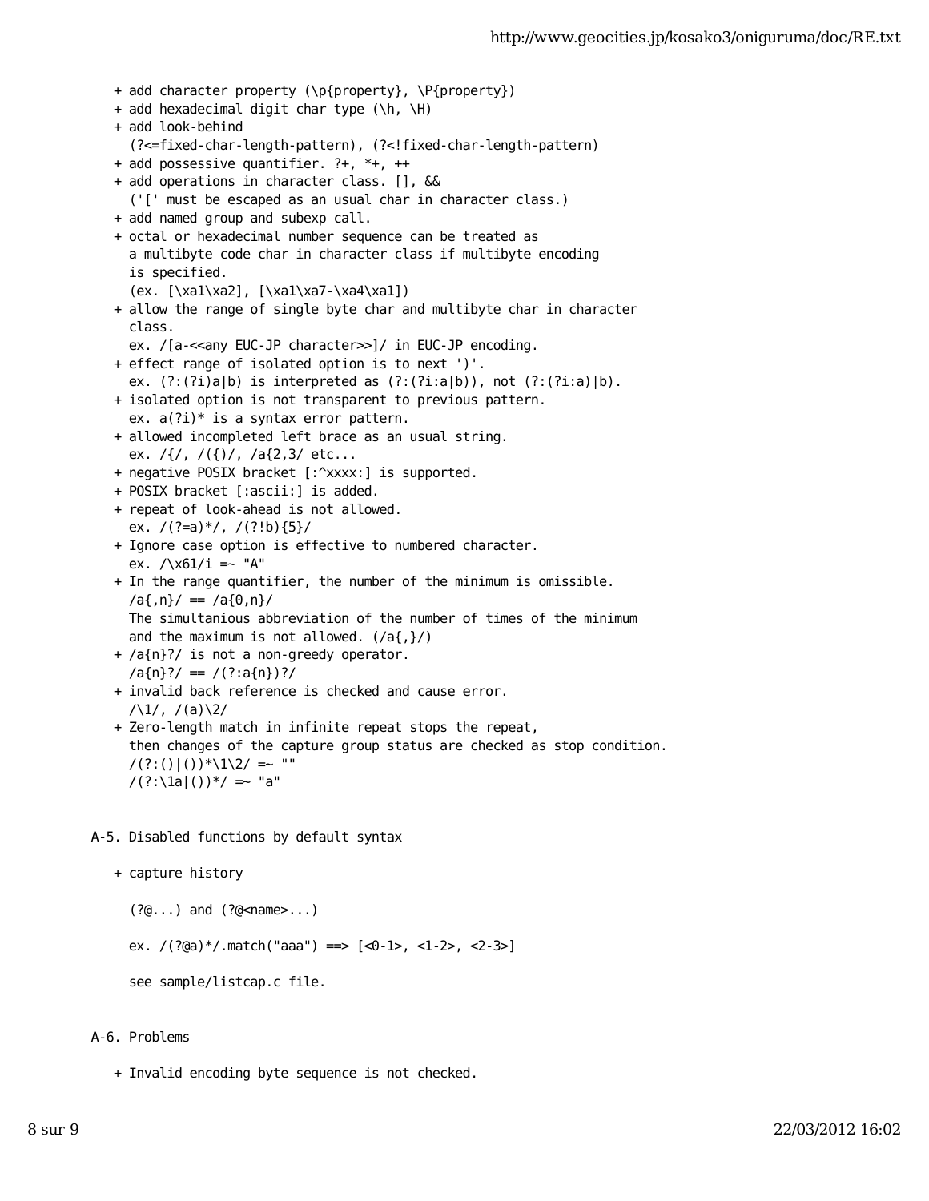+ add character property (\p{property}, \P{property})
+ add hexadecimal digit char type (\h, \H)
+ add look-behind
  (?<=fixed-char-length-pattern), (?<!fixed-char-length-pattern)
+ add possessive quantifier. ?+, *+, ++
+ add operations in character class. [], &&
  ('[' must be escaped as an usual char in character class.)
+ add named group and subexp call.
+ octal or hexadecimal number sequence can be treated as
  a multibyte code char in character class if multibyte encoding
  is specified.
  (ex. [\xa1\xa2], [\xa1\xa7-\xa4\xa1])
+ allow the range of single byte char and multibyte char in character
  class.
  ex. /[a-<<any EUC-JP character>>]/ in EUC-JP encoding.
+ effect range of isolated option is to next ')'.
  ex. (?:(?i)a|b) is interpreted as (?:(?i:a|b)), not (?:(?i:a)|b).
+ isolated option is not transparent to previous pattern.
  ex. a(?i)* is a syntax error pattern.
+ allowed incompleted left brace as an usual string.
  ex. /{/, /({)/, /a{2,3/ etc...
+ negative POSIX bracket [:^xxxx:] is supported.
+ POSIX bracket [:ascii:] is added.
+ repeat of look-ahead is not allowed.
  ex. /(?=a)*/, /(?!b){5}/
+ Ignore case option is effective to numbered character.
  ex. /\x61/i =~ "A"
+ In the range quantifier, the number of the minimum is omissible.
  /a{,n}/ == /a{0,n}/
  The simultanious abbreviation of the number of times of the minimum
  and the maximum is not allowed. (/a{,}/)
+ /a{n}?/ is not a non-greedy operator.
  /a{n}?/ == /(?:a{n})?/
+ invalid back reference is checked and cause error.
  /\1/, /(a)\2/
+ Zero-length match in infinite repeat stops the repeat,
  then changes of the capture group status are checked as stop condition.
  /(?:()|())*\1\2/ =~ ""
  /(?:\1a|())*/ =~ "a"

A-5. Disabled functions by default syntax

+ capture history

  (?@...) and (?@<name>...)

  ex. /(?@a)*/.match("aaa") ==> [<0-1>, <1-2>, <2-3>]

  see sample/listcap.c file.

A-6. Problems

+ Invalid encoding byte sequence is not checked.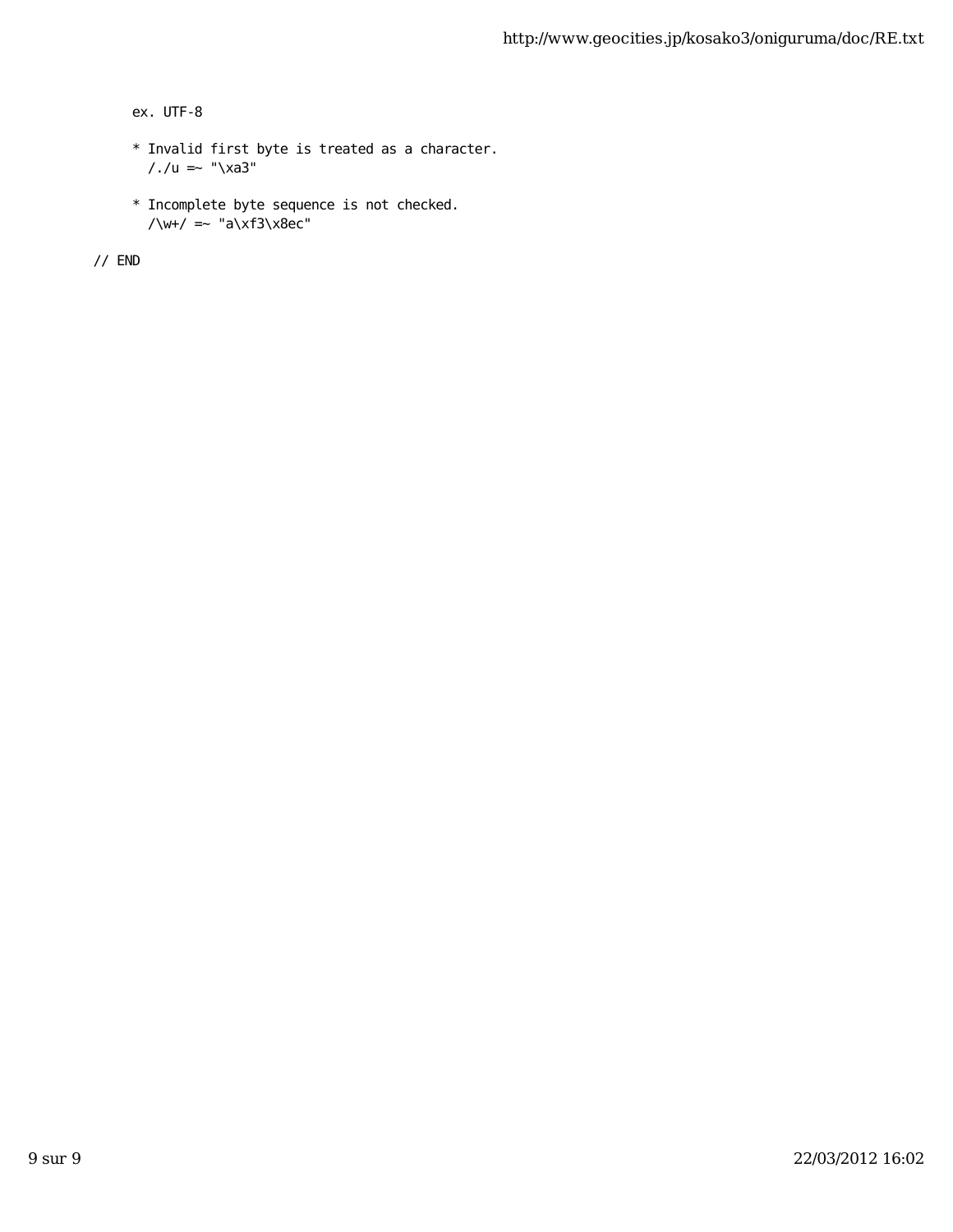```
    ex. UTF-8

    * Invalid first byte is treated as a character.
      /./u =~ "\xa3"

    * Incomplete byte sequence is not checked.
      /\w+/ =~ "a\xf3\x8ec"

// END
```